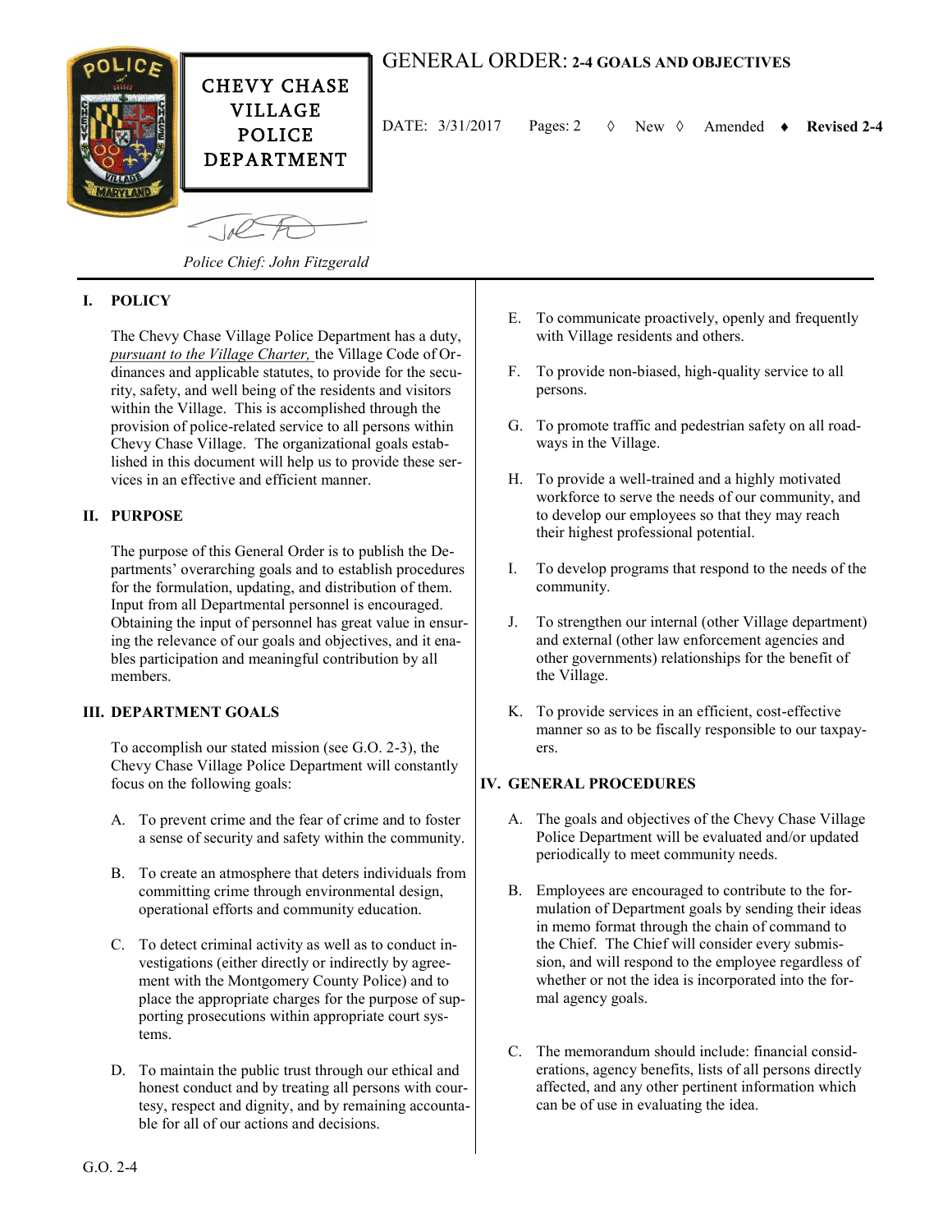CHEVY CHASE VILLAGE POLICE DEPARTMENT

# GENERAL ORDER: 2-4 GOALS AND OBJECTIVES

DATE: 3/31/2017 Pages: 2 ◊ New ◊ Amended ♦ **Revised 2-4**

*Police Chief: John Fitzgerald*

## I. POLICY

The Chevy Chase Village Police Department has a duty, *pursuant to the Village Charter,* the Village Code of Ordinances and applicable statutes, to provide for the security, safety, and well being of the residents and visitors within the Village. This is accomplished through the provision of police-related service to all persons within Chevy Chase Village. The organizational goals established in this document will help us to provide these services in an effective and efficient manner.

## II. PURPOSE

The purpose of this General Order is to publish the Departments' overarching goals and to establish procedures for the formulation, updating, and distribution of them. Input from all Departmental personnel is encouraged. Obtaining the input of personnel has great value in ensuring the relevance of our goals and objectives, and it enables participation and meaningful contribution by all members.

## III. DEPARTMENT GOALS

To accomplish our stated mission (see G.O. 2-3), the Chevy Chase Village Police Department will constantly focus on the following goals:

A. To prevent crime and the fear of crime and to foster a sense of security and safety within the community.

B. To create an atmosphere that deters individuals from committing crime through environmental design, operational efforts and community education.

C. To detect criminal activity as well as to conduct investigations (either directly or indirectly by agreement with the Montgomery County Police) and to place the appropriate charges for the purpose of supporting prosecutions within appropriate court systems.

D. To maintain the public trust through our ethical and honest conduct and by treating all persons with courtesy, respect and dignity, and by remaining accountable for all of our actions and decisions.

E. To communicate proactively, openly and frequently with Village residents and others.

F. To provide non-biased, high-quality service to all persons.

G. To promote traffic and pedestrian safety on all roadways in the Village.

H. To provide a well-trained and a highly motivated workforce to serve the needs of our community, and to develop our employees so that they may reach their highest professional potential.

I. To develop programs that respond to the needs of the community.

J. To strengthen our internal (other Village department) and external (other law enforcement agencies and other governments) relationships for the benefit of the Village.

K. To provide services in an efficient, cost-effective manner so as to be fiscally responsible to our taxpayers.

## IV. GENERAL PROCEDURES

A. The goals and objectives of the Chevy Chase Village Police Department will be evaluated and/or updated periodically to meet community needs.

B. Employees are encouraged to contribute to the formulation of Department goals by sending their ideas in memo format through the chain of command to the Chief. The Chief will consider every submission, and will respond to the employee regardless of whether or not the idea is incorporated into the formal agency goals.

C. The memorandum should include: financial considerations, agency benefits, lists of all persons directly affected, and any other pertinent information which can be of use in evaluating the idea.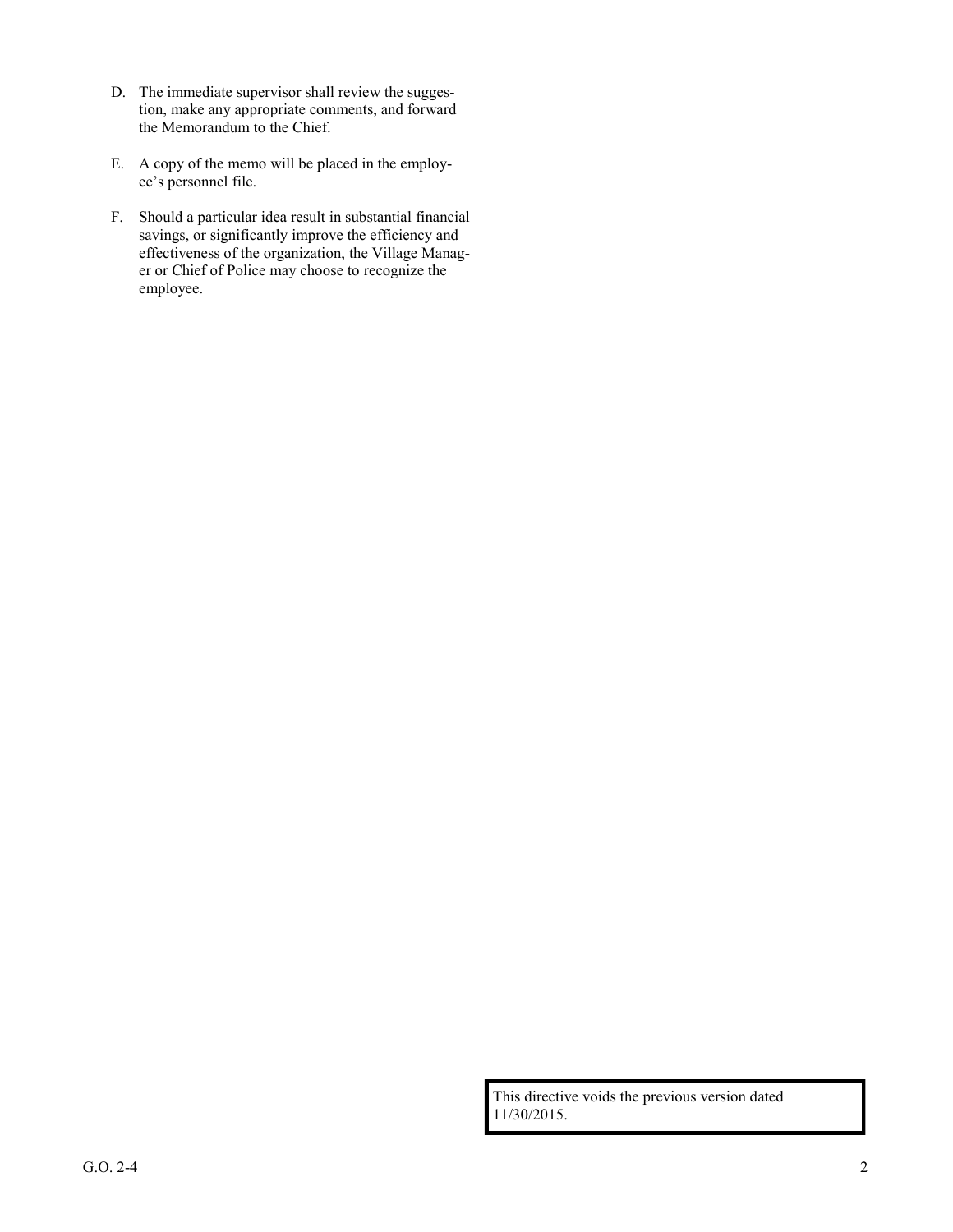D. The immediate supervisor shall review the suggestion, make any appropriate comments, and forward the Memorandum to the Chief.

E. A copy of the memo will be placed in the employee's personnel file.

F. Should a particular idea result in substantial financial savings, or significantly improve the efficiency and effectiveness of the organization, the Village Manager or Chief of Police may choose to recognize the employee.

This directive voids the previous version dated 11/30/2015.